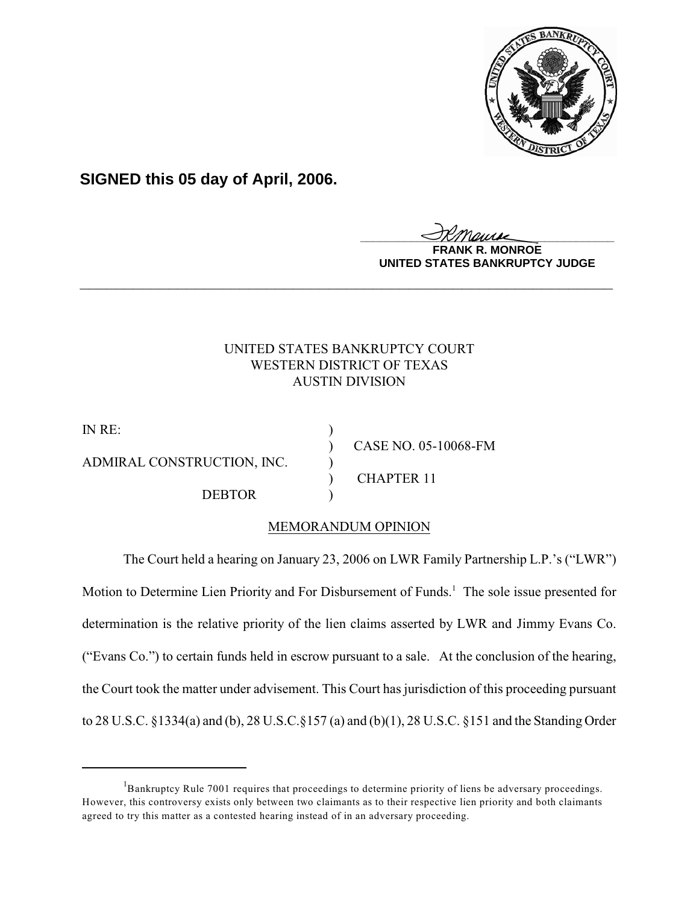**SIGNED this 05 day of April, 2006.**

**FRANK R. MONROE**
**UNITED STATES BANKRUPTCY JUDGE**

---

UNITED STATES BANKRUPTCY COURT
WESTERN DISTRICT OF TEXAS
AUSTIN DIVISION

| | | |
|---|---|---|
| IN RE: | ) | |
| | ) | CASE NO. 05-10068-FM |
| ADMIRAL CONSTRUCTION, INC. | ) | |
| | ) | CHAPTER 11 |
| DEBTOR | ) | |

MEMORANDUM OPINION

The Court held a hearing on January 23, 2006 on LWR Family Partnership L.P.'s ("LWR") Motion to Determine Lien Priority and For Disbursement of Funds.[1] The sole issue presented for determination is the relative priority of the lien claims asserted by LWR and Jimmy Evans Co. ("Evans Co.") to certain funds held in escrow pursuant to a sale. At the conclusion of the hearing, the Court took the matter under advisement. This Court has jurisdiction of this proceeding pursuant to 28 U.S.C. §1334(a) and (b), 28 U.S.C.§157 (a) and (b)(1), 28 U.S.C. §151 and the Standing Order

[1]Bankruptcy Rule 7001 requires that proceedings to determine priority of liens be adversary proceedings. However, this controversy exists only between two claimants as to their respective lien priority and both claimants agreed to try this matter as a contested hearing instead of in an adversary proceeding.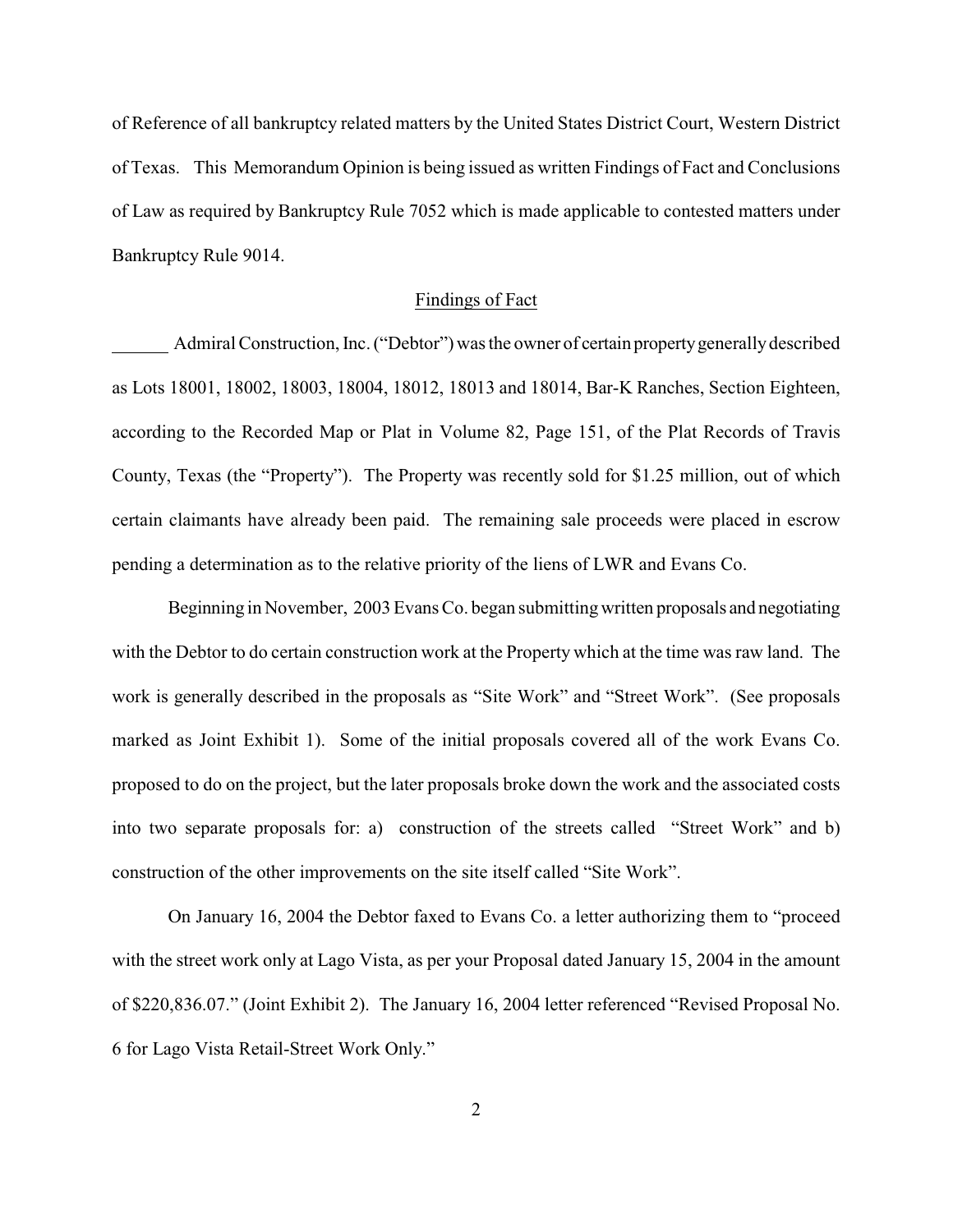of Reference of all bankruptcy related matters by the United States District Court, Western District of Texas. This Memorandum Opinion is being issued as written Findings of Fact and Conclusions of Law as required by Bankruptcy Rule 7052 which is made applicable to contested matters under Bankruptcy Rule 9014.

## Findings of Fact

Admiral Construction, Inc. ("Debtor") was the owner of certain property generally described as Lots 18001, 18002, 18003, 18004, 18012, 18013 and 18014, Bar-K Ranches, Section Eighteen, according to the Recorded Map or Plat in Volume 82, Page 151, of the Plat Records of Travis County, Texas (the "Property"). The Property was recently sold for $1.25 million, out of which certain claimants have already been paid. The remaining sale proceeds were placed in escrow pending a determination as to the relative priority of the liens of LWR and Evans Co.

Beginning in November, 2003 Evans Co. began submitting written proposals and negotiating with the Debtor to do certain construction work at the Property which at the time was raw land. The work is generally described in the proposals as "Site Work" and "Street Work". (See proposals marked as Joint Exhibit 1). Some of the initial proposals covered all of the work Evans Co. proposed to do on the project, but the later proposals broke down the work and the associated costs into two separate proposals for: a) construction of the streets called "Street Work" and b) construction of the other improvements on the site itself called "Site Work".

On January 16, 2004 the Debtor faxed to Evans Co. a letter authorizing them to "proceed with the street work only at Lago Vista, as per your Proposal dated January 15, 2004 in the amount of $220,836.07." (Joint Exhibit 2). The January 16, 2004 letter referenced "Revised Proposal No. 6 for Lago Vista Retail-Street Work Only."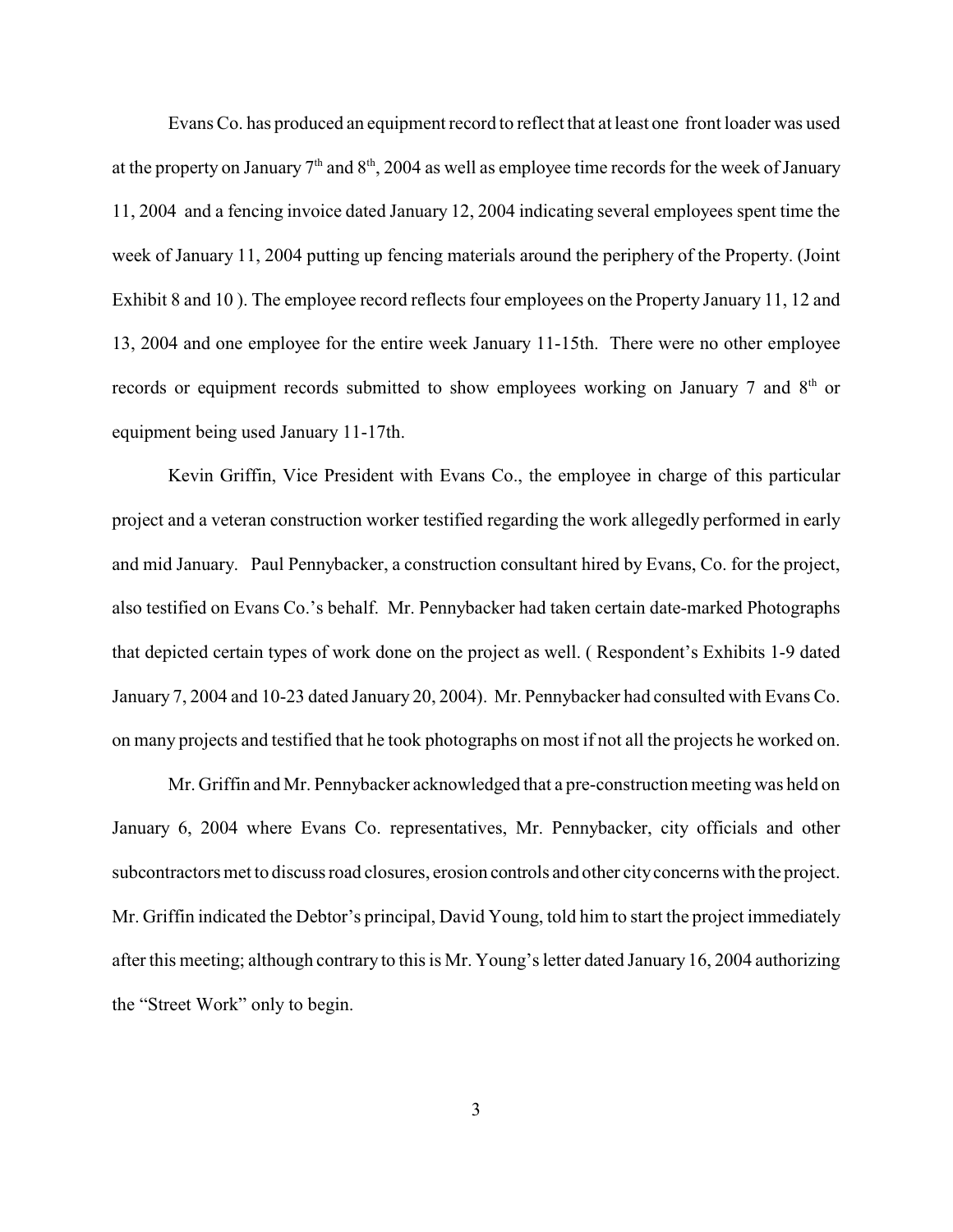Evans Co. has produced an equipment record to reflect that at least one front loader was used at the property on January 7th and 8th, 2004 as well as employee time records for the week of January 11, 2004 and a fencing invoice dated January 12, 2004 indicating several employees spent time the week of January 11, 2004 putting up fencing materials around the periphery of the Property. (Joint Exhibit 8 and 10 ). The employee record reflects four employees on the Property January 11, 12 and 13, 2004 and one employee for the entire week January 11-15th. There were no other employee records or equipment records submitted to show employees working on January 7 and 8th or equipment being used January 11-17th.

Kevin Griffin, Vice President with Evans Co., the employee in charge of this particular project and a veteran construction worker testified regarding the work allegedly performed in early and mid January. Paul Pennybacker, a construction consultant hired by Evans, Co. for the project, also testified on Evans Co.'s behalf. Mr. Pennybacker had taken certain date-marked Photographs that depicted certain types of work done on the project as well. ( Respondent's Exhibits 1-9 dated January 7, 2004 and 10-23 dated January 20, 2004). Mr. Pennybacker had consulted with Evans Co. on many projects and testified that he took photographs on most if not all the projects he worked on.

Mr. Griffin and Mr. Pennybacker acknowledged that a pre-construction meeting was held on January 6, 2004 where Evans Co. representatives, Mr. Pennybacker, city officials and other subcontractors met to discuss road closures, erosion controls and other city concerns with the project. Mr. Griffin indicated the Debtor's principal, David Young, told him to start the project immediately after this meeting; although contrary to this is Mr. Young's letter dated January 16, 2004 authorizing the "Street Work" only to begin.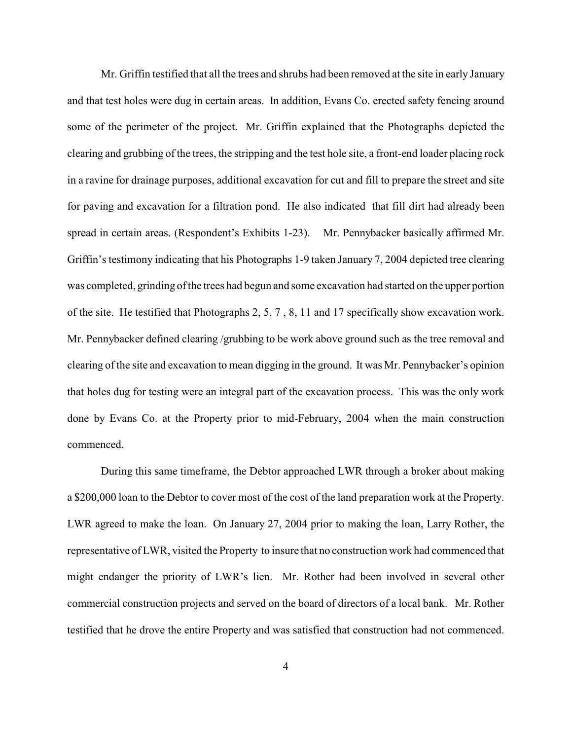Mr. Griffin testified that all the trees and shrubs had been removed at the site in early January and that test holes were dug in certain areas. In addition, Evans Co. erected safety fencing around some of the perimeter of the project. Mr. Griffin explained that the Photographs depicted the clearing and grubbing of the trees, the stripping and the test hole site, a front-end loader placing rock in a ravine for drainage purposes, additional excavation for cut and fill to prepare the street and site for paving and excavation for a filtration pond. He also indicated that fill dirt had already been spread in certain areas. (Respondent's Exhibits 1-23). Mr. Pennybacker basically affirmed Mr. Griffin's testimony indicating that his Photographs 1-9 taken January 7, 2004 depicted tree clearing was completed, grinding of the trees had begun and some excavation had started on the upper portion of the site. He testified that Photographs 2, 5, 7 , 8, 11 and 17 specifically show excavation work. Mr. Pennybacker defined clearing /grubbing to be work above ground such as the tree removal and clearing of the site and excavation to mean digging in the ground. It was Mr. Pennybacker's opinion that holes dug for testing were an integral part of the excavation process. This was the only work done by Evans Co. at the Property prior to mid-February, 2004 when the main construction commenced.

During this same timeframe, the Debtor approached LWR through a broker about making a $200,000 loan to the Debtor to cover most of the cost of the land preparation work at the Property. LWR agreed to make the loan. On January 27, 2004 prior to making the loan, Larry Rother, the representative of LWR, visited the Property to insure that no construction work had commenced that might endanger the priority of LWR's lien. Mr. Rother had been involved in several other commercial construction projects and served on the board of directors of a local bank. Mr. Rother testified that he drove the entire Property and was satisfied that construction had not commenced.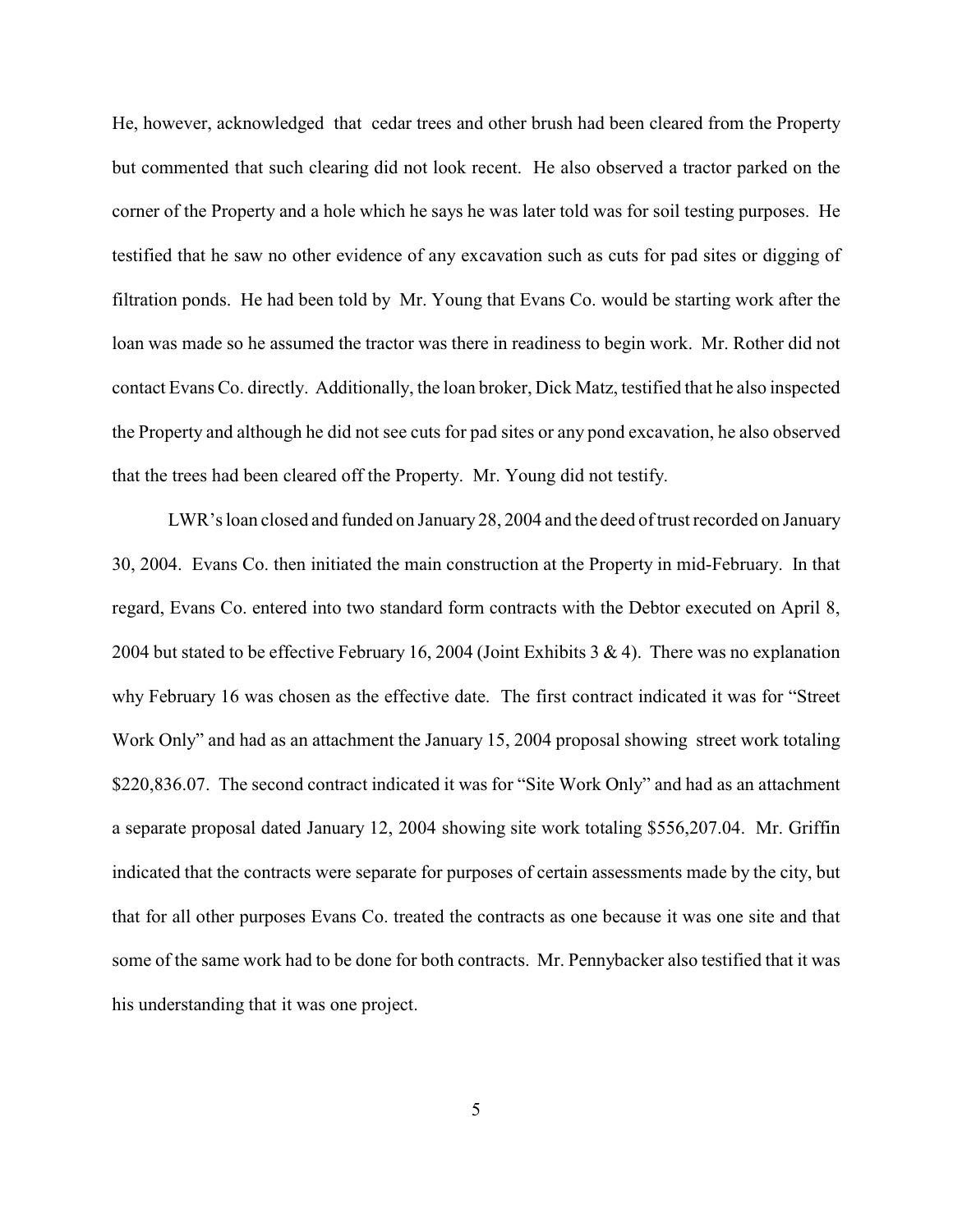He, however, acknowledged that cedar trees and other brush had been cleared from the Property but commented that such clearing did not look recent. He also observed a tractor parked on the corner of the Property and a hole which he says he was later told was for soil testing purposes. He testified that he saw no other evidence of any excavation such as cuts for pad sites or digging of filtration ponds. He had been told by Mr. Young that Evans Co. would be starting work after the loan was made so he assumed the tractor was there in readiness to begin work. Mr. Rother did not contact Evans Co. directly. Additionally, the loan broker, Dick Matz, testified that he also inspected the Property and although he did not see cuts for pad sites or any pond excavation, he also observed that the trees had been cleared off the Property. Mr. Young did not testify.

LWR's loan closed and funded on January 28, 2004 and the deed of trust recorded on January 30, 2004. Evans Co. then initiated the main construction at the Property in mid-February. In that regard, Evans Co. entered into two standard form contracts with the Debtor executed on April 8, 2004 but stated to be effective February 16, 2004 (Joint Exhibits 3 & 4). There was no explanation why February 16 was chosen as the effective date. The first contract indicated it was for "Street Work Only" and had as an attachment the January 15, 2004 proposal showing street work totaling $220,836.07. The second contract indicated it was for "Site Work Only" and had as an attachment a separate proposal dated January 12, 2004 showing site work totaling $556,207.04. Mr. Griffin indicated that the contracts were separate for purposes of certain assessments made by the city, but that for all other purposes Evans Co. treated the contracts as one because it was one site and that some of the same work had to be done for both contracts. Mr. Pennybacker also testified that it was his understanding that it was one project.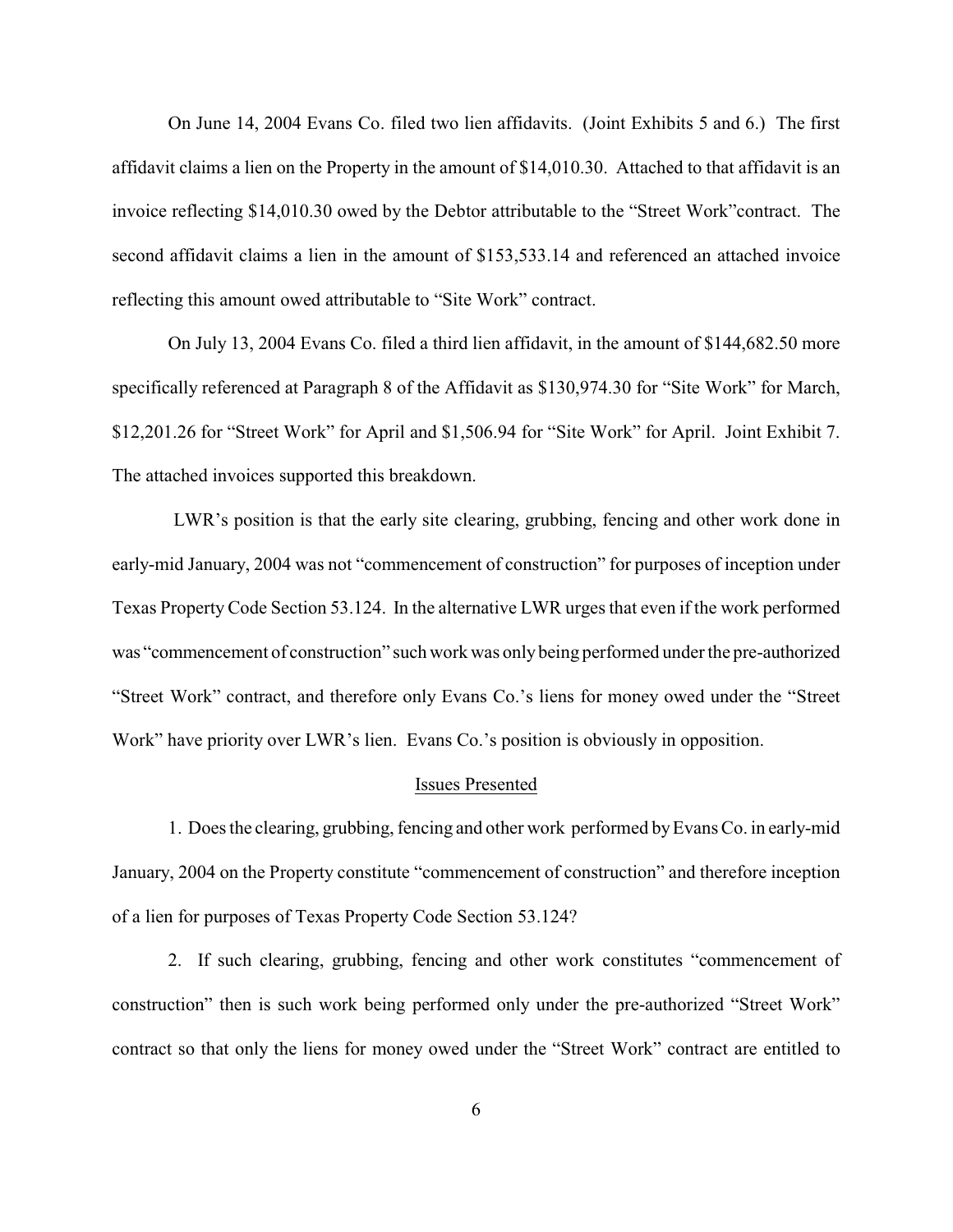On June 14, 2004 Evans Co. filed two lien affidavits. (Joint Exhibits 5 and 6.) The first affidavit claims a lien on the Property in the amount of $14,010.30. Attached to that affidavit is an invoice reflecting $14,010.30 owed by the Debtor attributable to the "Street Work"contract. The second affidavit claims a lien in the amount of $153,533.14 and referenced an attached invoice reflecting this amount owed attributable to "Site Work" contract.

On July 13, 2004 Evans Co. filed a third lien affidavit, in the amount of $144,682.50 more specifically referenced at Paragraph 8 of the Affidavit as $130,974.30 for "Site Work" for March, $12,201.26 for "Street Work" for April and $1,506.94 for "Site Work" for April. Joint Exhibit 7. The attached invoices supported this breakdown.

LWR's position is that the early site clearing, grubbing, fencing and other work done in early-mid January, 2004 was not "commencement of construction" for purposes of inception under Texas Property Code Section 53.124. In the alternative LWR urges that even if the work performed was "commencement of construction" such work was only being performed under the pre-authorized "Street Work" contract, and therefore only Evans Co.'s liens for money owed under the "Street Work" have priority over LWR's lien. Evans Co.'s position is obviously in opposition.

## Issues Presented

1. Does the clearing, grubbing, fencing and other work performed by Evans Co. in early-mid January, 2004 on the Property constitute "commencement of construction" and therefore inception of a lien for purposes of Texas Property Code Section 53.124?

2. If such clearing, grubbing, fencing and other work constitutes "commencement of construction" then is such work being performed only under the pre-authorized "Street Work" contract so that only the liens for money owed under the "Street Work" contract are entitled to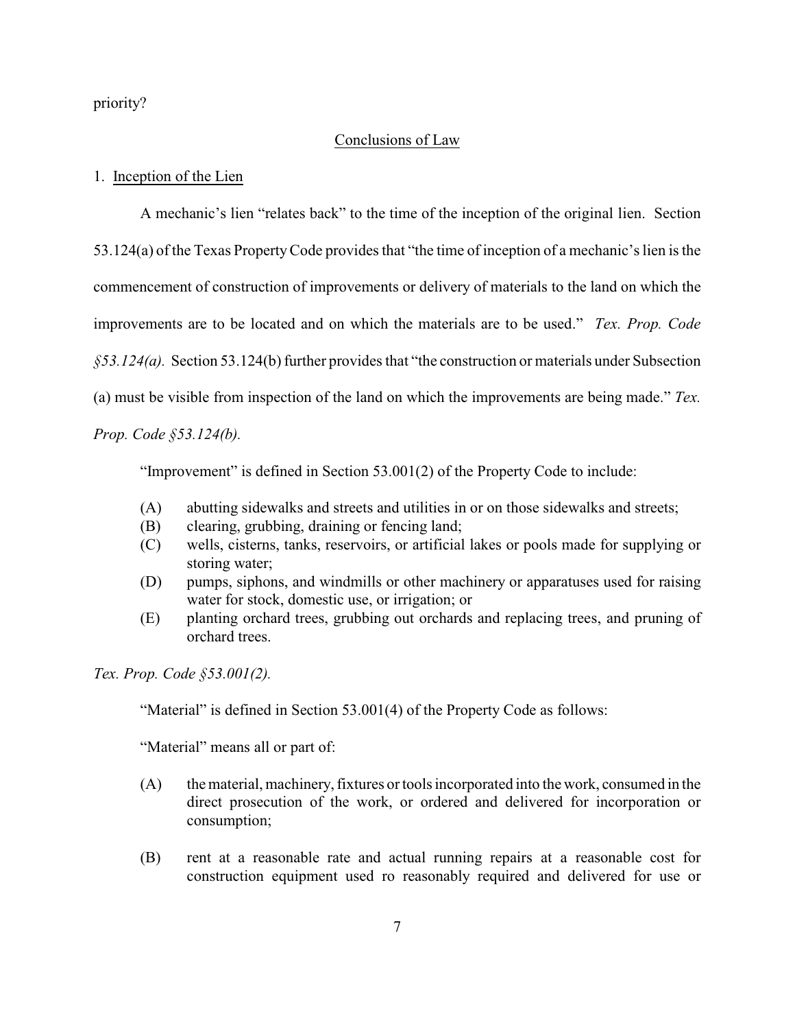priority?

## Conclusions of Law

1. Inception of the Lien

A mechanic's lien "relates back" to the time of the inception of the original lien. Section 53.124(a) of the Texas Property Code provides that "the time of inception of a mechanic's lien is the commencement of construction of improvements or delivery of materials to the land on which the improvements are to be located and on which the materials are to be used." *Tex. Prop. Code §53.124(a).* Section 53.124(b) further provides that "the construction or materials under Subsection (a) must be visible from inspection of the land on which the improvements are being made." *Tex. Prop. Code §53.124(b).*

"Improvement" is defined in Section 53.001(2) of the Property Code to include:

- (A) abutting sidewalks and streets and utilities in or on those sidewalks and streets;
- (B) clearing, grubbing, draining or fencing land;
- (C) wells, cisterns, tanks, reservoirs, or artificial lakes or pools made for supplying or storing water;
- (D) pumps, siphons, and windmills or other machinery or apparatuses used for raising water for stock, domestic use, or irrigation; or
- (E) planting orchard trees, grubbing out orchards and replacing trees, and pruning of orchard trees.

*Tex. Prop. Code §53.001(2).*

"Material" is defined in Section 53.001(4) of the Property Code as follows:

"Material" means all or part of:

- (A) the material, machinery, fixtures or tools incorporated into the work, consumed in the direct prosecution of the work, or ordered and delivered for incorporation or consumption;
- (B) rent at a reasonable rate and actual running repairs at a reasonable cost for construction equipment used ro reasonably required and delivered for use or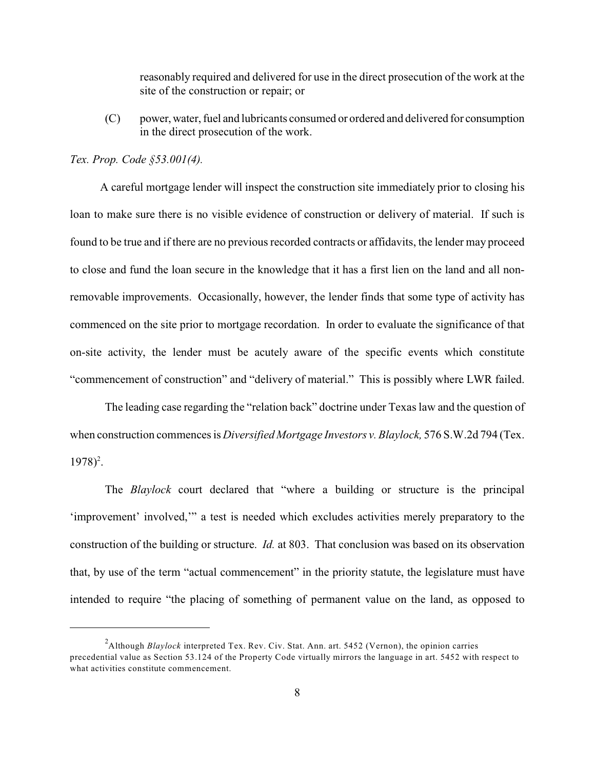reasonably required and delivered for use in the direct prosecution of the work at the site of the construction or repair; or

(C) power, water, fuel and lubricants consumed or ordered and delivered for consumption in the direct prosecution of the work.

*Tex. Prop. Code §53.001(4).*

A careful mortgage lender will inspect the construction site immediately prior to closing his loan to make sure there is no visible evidence of construction or delivery of material. If such is found to be true and if there are no previous recorded contracts or affidavits, the lender may proceed to close and fund the loan secure in the knowledge that it has a first lien on the land and all non-removable improvements. Occasionally, however, the lender finds that some type of activity has commenced on the site prior to mortgage recordation. In order to evaluate the significance of that on-site activity, the lender must be acutely aware of the specific events which constitute "commencement of construction" and "delivery of material." This is possibly where LWR failed.

The leading case regarding the "relation back" doctrine under Texas law and the question of when construction commences is *Diversified Mortgage Investors v. Blaylock,* 576 S.W.2d 794 (Tex. 1978)[2].

The *Blaylock* court declared that "where a building or structure is the principal 'improvement' involved,'" a test is needed which excludes activities merely preparatory to the construction of the building or structure. *Id.* at 803. That conclusion was based on its observation that, by use of the term "actual commencement" in the priority statute, the legislature must have intended to require "the placing of something of permanent value on the land, as opposed to

---

[2]Although *Blaylock* interpreted Tex. Rev. Civ. Stat. Ann. art. 5452 (Vernon), the opinion carries precedential value as Section 53.124 of the Property Code virtually mirrors the language in art. 5452 with respect to what activities constitute commencement.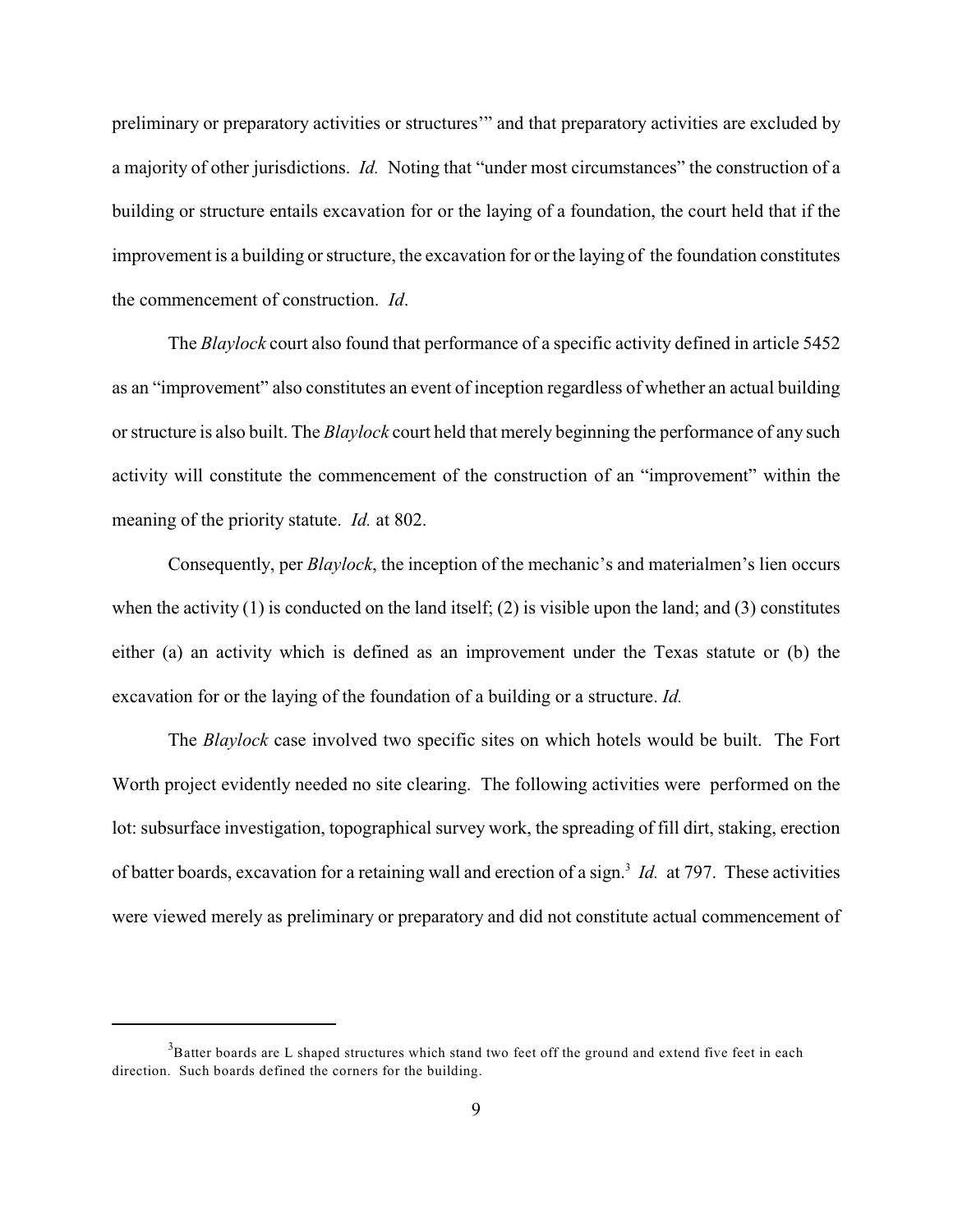preliminary or preparatory activities or structures'" and that preparatory activities are excluded by a majority of other jurisdictions. *Id.* Noting that "under most circumstances" the construction of a building or structure entails excavation for or the laying of a foundation, the court held that if the improvement is a building or structure, the excavation for or the laying of the foundation constitutes the commencement of construction. *Id*.

The *Blaylock* court also found that performance of a specific activity defined in article 5452 as an "improvement" also constitutes an event of inception regardless of whether an actual building or structure is also built. The *Blaylock* court held that merely beginning the performance of any such activity will constitute the commencement of the construction of an "improvement" within the meaning of the priority statute. *Id.* at 802.

Consequently, per *Blaylock*, the inception of the mechanic's and materialmen's lien occurs when the activity (1) is conducted on the land itself; (2) is visible upon the land; and (3) constitutes either (a) an activity which is defined as an improvement under the Texas statute or (b) the excavation for or the laying of the foundation of a building or a structure. *Id.*

The *Blaylock* case involved two specific sites on which hotels would be built. The Fort Worth project evidently needed no site clearing. The following activities were performed on the lot: subsurface investigation, topographical survey work, the spreading of fill dirt, staking, erection of batter boards, excavation for a retaining wall and erection of a sign.[3] *Id.* at 797. These activities were viewed merely as preliminary or preparatory and did not constitute actual commencement of

[3] Batter boards are L shaped structures which stand two feet off the ground and extend five feet in each direction. Such boards defined the corners for the building.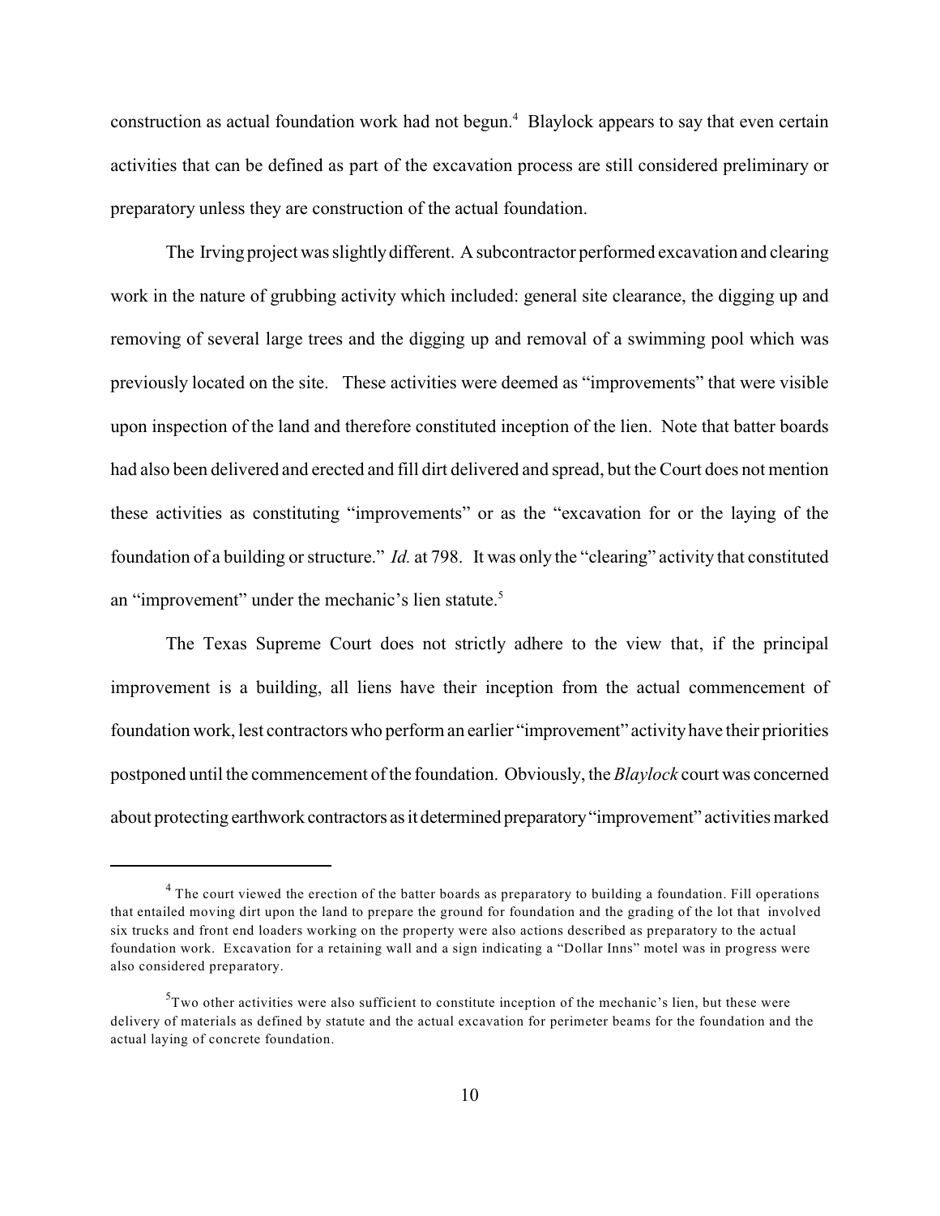construction as actual foundation work had not begun.[4] Blaylock appears to say that even certain activities that can be defined as part of the excavation process are still considered preliminary or preparatory unless they are construction of the actual foundation.

The Irving project was slightly different. A subcontractor performed excavation and clearing work in the nature of grubbing activity which included: general site clearance, the digging up and removing of several large trees and the digging up and removal of a swimming pool which was previously located on the site. These activities were deemed as "improvements" that were visible upon inspection of the land and therefore constituted inception of the lien. Note that batter boards had also been delivered and erected and fill dirt delivered and spread, but the Court does not mention these activities as constituting "improvements" or as the "excavation for or the laying of the foundation of a building or structure." *Id.* at 798. It was only the "clearing" activity that constituted an "improvement" under the mechanic's lien statute.[5]

The Texas Supreme Court does not strictly adhere to the view that, if the principal improvement is a building, all liens have their inception from the actual commencement of foundation work, lest contractors who perform an earlier "improvement" activity have their priorities postponed until the commencement of the foundation. Obviously, the *Blaylock* court was concerned about protecting earthwork contractors as it determined preparatory "improvement" activities marked

---

[4] The court viewed the erection of the batter boards as preparatory to building a foundation. Fill operations that entailed moving dirt upon the land to prepare the ground for foundation and the grading of the lot that involved six trucks and front end loaders working on the property were also actions described as preparatory to the actual foundation work. Excavation for a retaining wall and a sign indicating a "Dollar Inns" motel was in progress were also considered preparatory.

[5] Two other activities were also sufficient to constitute inception of the mechanic's lien, but these were delivery of materials as defined by statute and the actual excavation for perimeter beams for the foundation and the actual laying of concrete foundation.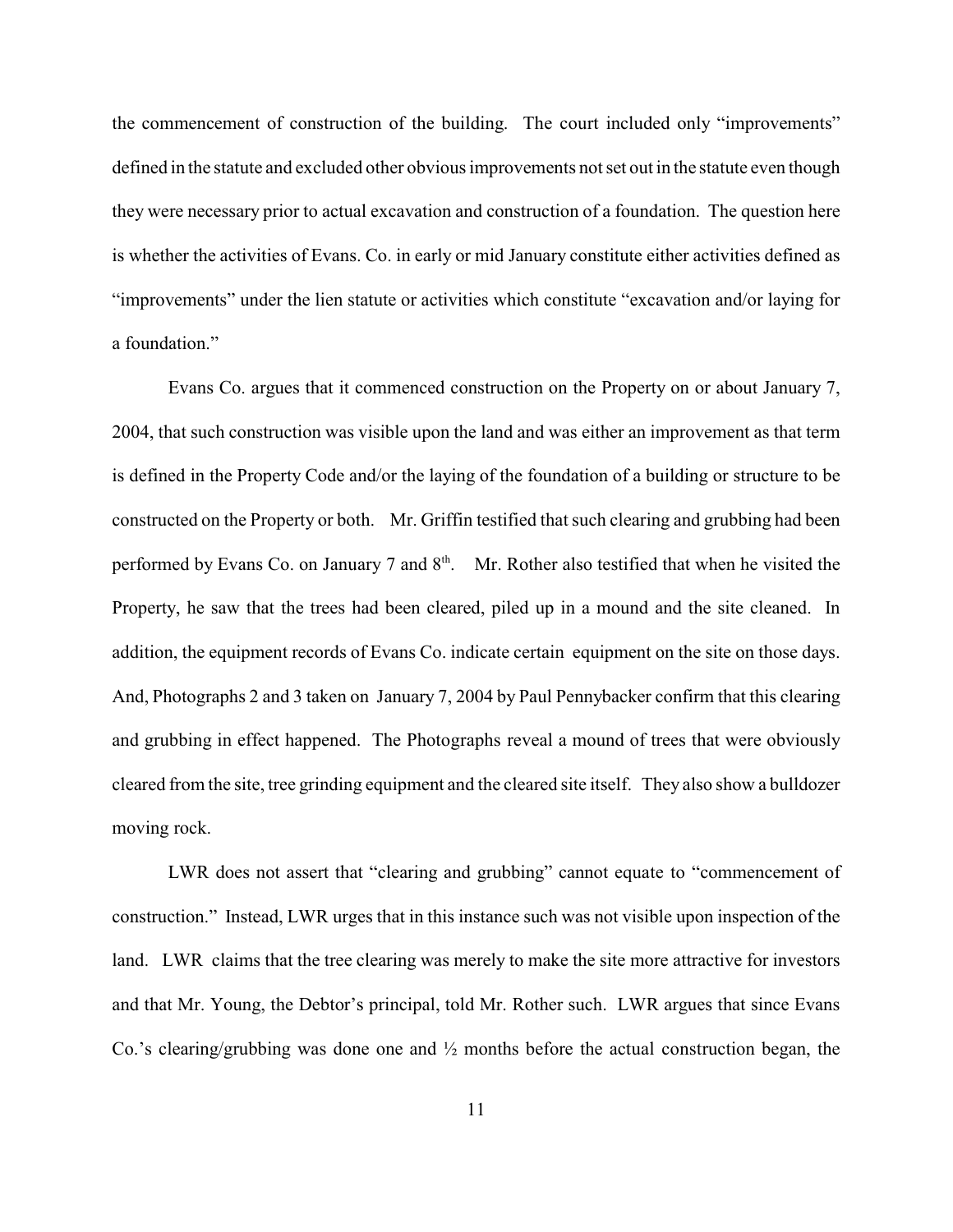the commencement of construction of the building. The court included only "improvements" defined in the statute and excluded other obvious improvements not set out in the statute even though they were necessary prior to actual excavation and construction of a foundation. The question here is whether the activities of Evans. Co. in early or mid January constitute either activities defined as "improvements" under the lien statute or activities which constitute "excavation and/or laying for a foundation."

Evans Co. argues that it commenced construction on the Property on or about January 7, 2004, that such construction was visible upon the land and was either an improvement as that term is defined in the Property Code and/or the laying of the foundation of a building or structure to be constructed on the Property or both. Mr. Griffin testified that such clearing and grubbing had been performed by Evans Co. on January 7 and 8th. Mr. Rother also testified that when he visited the Property, he saw that the trees had been cleared, piled up in a mound and the site cleaned. In addition, the equipment records of Evans Co. indicate certain equipment on the site on those days. And, Photographs 2 and 3 taken on January 7, 2004 by Paul Pennybacker confirm that this clearing and grubbing in effect happened. The Photographs reveal a mound of trees that were obviously cleared from the site, tree grinding equipment and the cleared site itself. They also show a bulldozer moving rock.

LWR does not assert that "clearing and grubbing" cannot equate to "commencement of construction." Instead, LWR urges that in this instance such was not visible upon inspection of the land. LWR claims that the tree clearing was merely to make the site more attractive for investors and that Mr. Young, the Debtor's principal, told Mr. Rother such. LWR argues that since Evans Co.'s clearing/grubbing was done one and ½ months before the actual construction began, the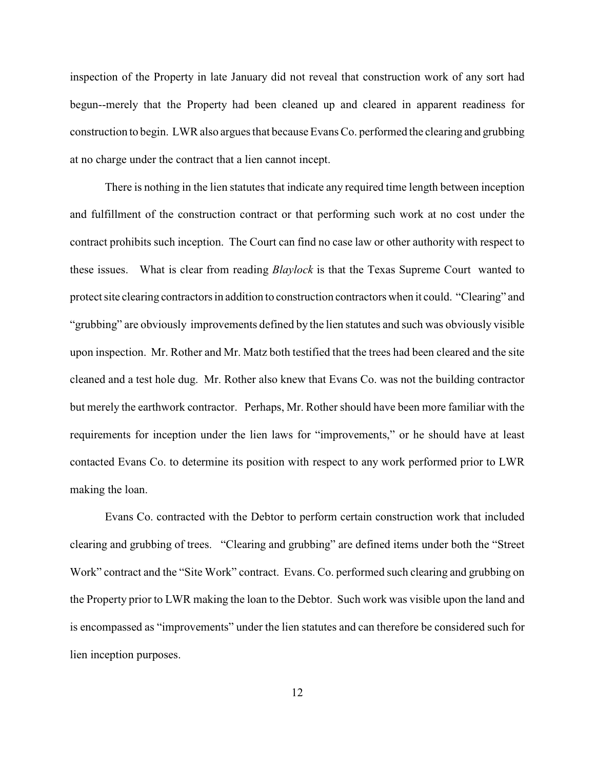inspection of the Property in late January did not reveal that construction work of any sort had begun--merely that the Property had been cleaned up and cleared in apparent readiness for construction to begin. LWR also argues that because Evans Co. performed the clearing and grubbing at no charge under the contract that a lien cannot incept.

There is nothing in the lien statutes that indicate any required time length between inception and fulfillment of the construction contract or that performing such work at no cost under the contract prohibits such inception. The Court can find no case law or other authority with respect to these issues. What is clear from reading *Blaylock* is that the Texas Supreme Court wanted to protect site clearing contractors in addition to construction contractors when it could. "Clearing" and "grubbing" are obviously improvements defined by the lien statutes and such was obviously visible upon inspection. Mr. Rother and Mr. Matz both testified that the trees had been cleared and the site cleaned and a test hole dug. Mr. Rother also knew that Evans Co. was not the building contractor but merely the earthwork contractor. Perhaps, Mr. Rother should have been more familiar with the requirements for inception under the lien laws for "improvements," or he should have at least contacted Evans Co. to determine its position with respect to any work performed prior to LWR making the loan.

Evans Co. contracted with the Debtor to perform certain construction work that included clearing and grubbing of trees. "Clearing and grubbing" are defined items under both the "Street Work" contract and the "Site Work" contract. Evans. Co. performed such clearing and grubbing on the Property prior to LWR making the loan to the Debtor. Such work was visible upon the land and is encompassed as "improvements" under the lien statutes and can therefore be considered such for lien inception purposes.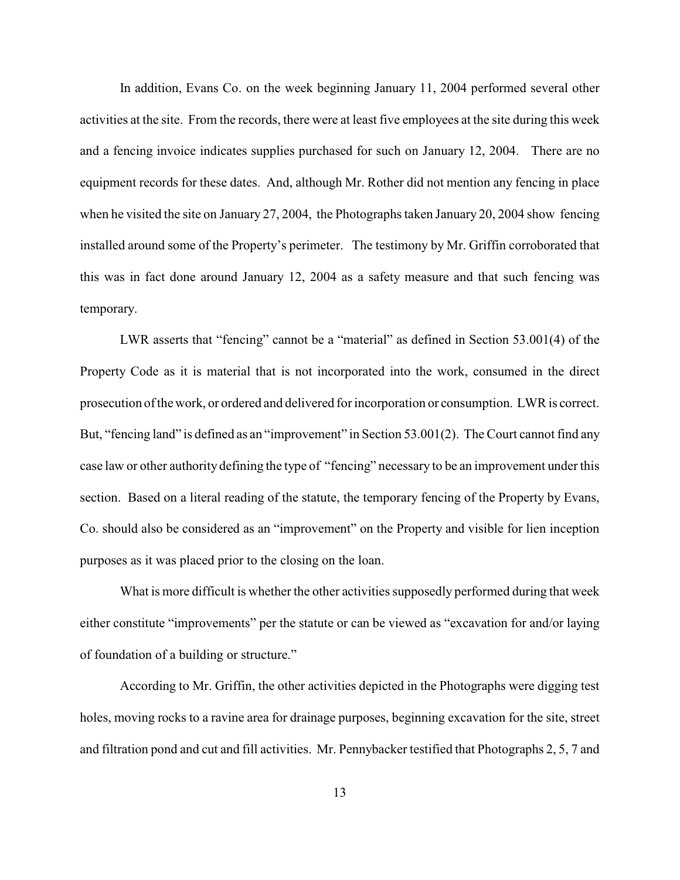In addition, Evans Co. on the week beginning January 11, 2004 performed several other activities at the site. From the records, there were at least five employees at the site during this week and a fencing invoice indicates supplies purchased for such on January 12, 2004. There are no equipment records for these dates. And, although Mr. Rother did not mention any fencing in place when he visited the site on January 27, 2004, the Photographs taken January 20, 2004 show fencing installed around some of the Property's perimeter. The testimony by Mr. Griffin corroborated that this was in fact done around January 12, 2004 as a safety measure and that such fencing was temporary.

LWR asserts that "fencing" cannot be a "material" as defined in Section 53.001(4) of the Property Code as it is material that is not incorporated into the work, consumed in the direct prosecution of the work, or ordered and delivered for incorporation or consumption. LWR is correct. But, "fencing land" is defined as an "improvement" in Section 53.001(2). The Court cannot find any case law or other authority defining the type of "fencing" necessary to be an improvement under this section. Based on a literal reading of the statute, the temporary fencing of the Property by Evans, Co. should also be considered as an "improvement" on the Property and visible for lien inception purposes as it was placed prior to the closing on the loan.

What is more difficult is whether the other activities supposedly performed during that week either constitute "improvements" per the statute or can be viewed as "excavation for and/or laying of foundation of a building or structure."

According to Mr. Griffin, the other activities depicted in the Photographs were digging test holes, moving rocks to a ravine area for drainage purposes, beginning excavation for the site, street and filtration pond and cut and fill activities. Mr. Pennybacker testified that Photographs 2, 5, 7 and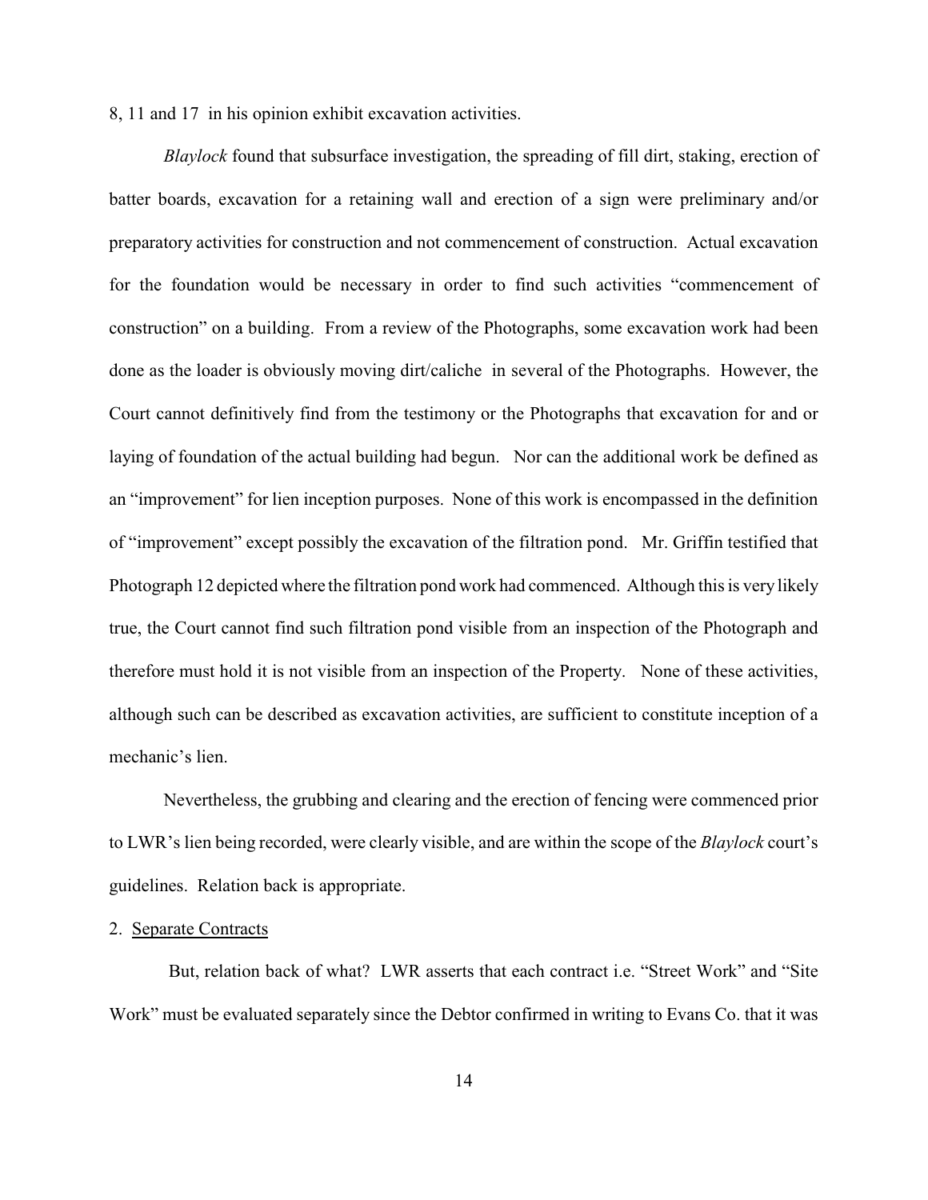8, 11 and 17 in his opinion exhibit excavation activities.

*Blaylock* found that subsurface investigation, the spreading of fill dirt, staking, erection of batter boards, excavation for a retaining wall and erection of a sign were preliminary and/or preparatory activities for construction and not commencement of construction. Actual excavation for the foundation would be necessary in order to find such activities "commencement of construction" on a building. From a review of the Photographs, some excavation work had been done as the loader is obviously moving dirt/caliche in several of the Photographs. However, the Court cannot definitively find from the testimony or the Photographs that excavation for and or laying of foundation of the actual building had begun. Nor can the additional work be defined as an "improvement" for lien inception purposes. None of this work is encompassed in the definition of "improvement" except possibly the excavation of the filtration pond. Mr. Griffin testified that Photograph 12 depicted where the filtration pond work had commenced. Although this is very likely true, the Court cannot find such filtration pond visible from an inspection of the Photograph and therefore must hold it is not visible from an inspection of the Property. None of these activities, although such can be described as excavation activities, are sufficient to constitute inception of a mechanic's lien.

Nevertheless, the grubbing and clearing and the erection of fencing were commenced prior to LWR's lien being recorded, were clearly visible, and are within the scope of the *Blaylock* court's guidelines. Relation back is appropriate.

2. <u>Separate Contracts</u>

But, relation back of what? LWR asserts that each contract i.e. "Street Work" and "Site Work" must be evaluated separately since the Debtor confirmed in writing to Evans Co. that it was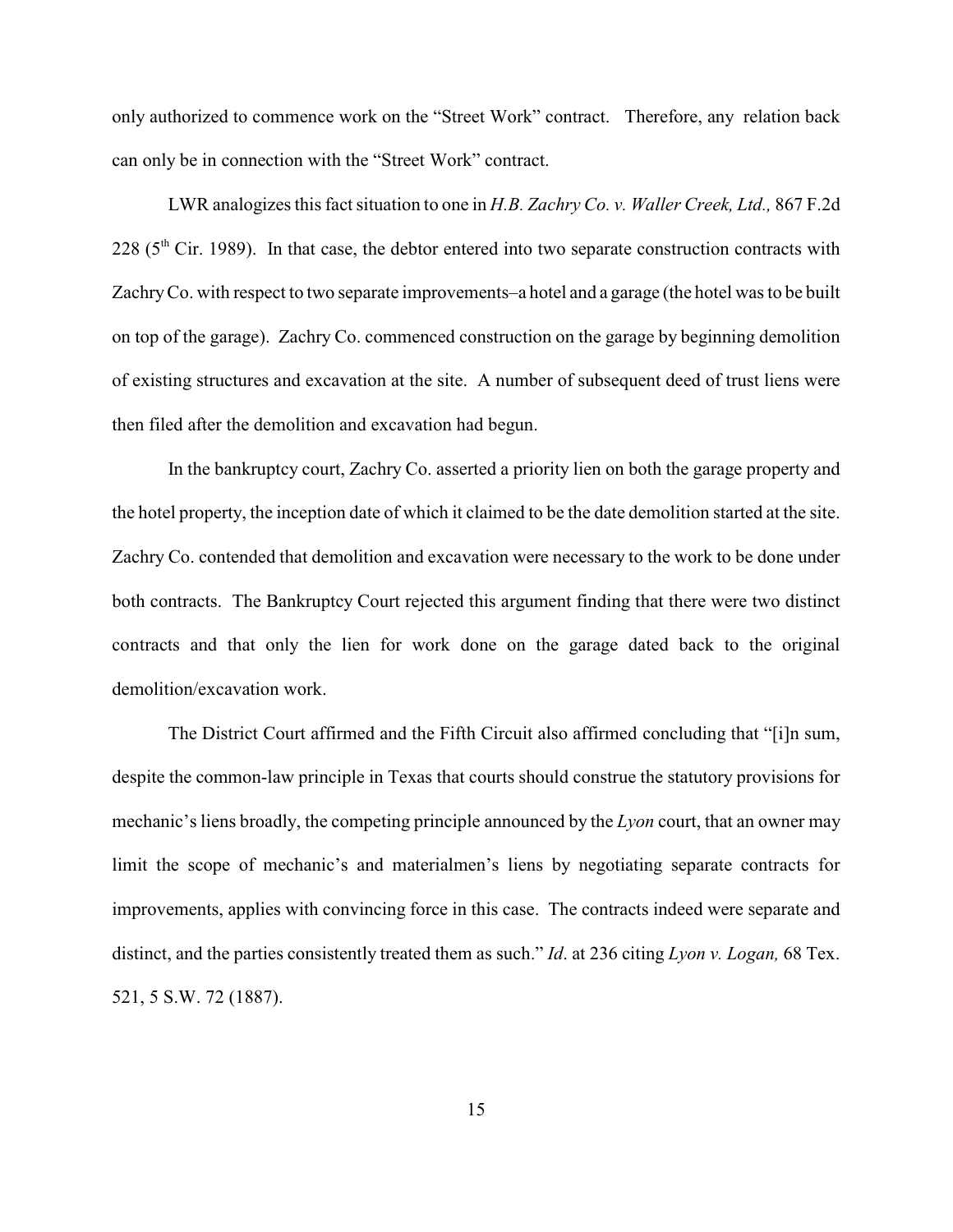only authorized to commence work on the "Street Work" contract. Therefore, any relation back can only be in connection with the "Street Work" contract.

LWR analogizes this fact situation to one in *H.B. Zachry Co. v. Waller Creek, Ltd.,* 867 F.2d 228 (5th Cir. 1989). In that case, the debtor entered into two separate construction contracts with Zachry Co. with respect to two separate improvements–a hotel and a garage (the hotel was to be built on top of the garage). Zachry Co. commenced construction on the garage by beginning demolition of existing structures and excavation at the site. A number of subsequent deed of trust liens were then filed after the demolition and excavation had begun.

In the bankruptcy court, Zachry Co. asserted a priority lien on both the garage property and the hotel property, the inception date of which it claimed to be the date demolition started at the site. Zachry Co. contended that demolition and excavation were necessary to the work to be done under both contracts. The Bankruptcy Court rejected this argument finding that there were two distinct contracts and that only the lien for work done on the garage dated back to the original demolition/excavation work.

The District Court affirmed and the Fifth Circuit also affirmed concluding that "[i]n sum, despite the common-law principle in Texas that courts should construe the statutory provisions for mechanic's liens broadly, the competing principle announced by the *Lyon* court, that an owner may limit the scope of mechanic's and materialmen's liens by negotiating separate contracts for improvements, applies with convincing force in this case. The contracts indeed were separate and distinct, and the parties consistently treated them as such." *Id*. at 236 citing *Lyon v. Logan,* 68 Tex. 521, 5 S.W. 72 (1887).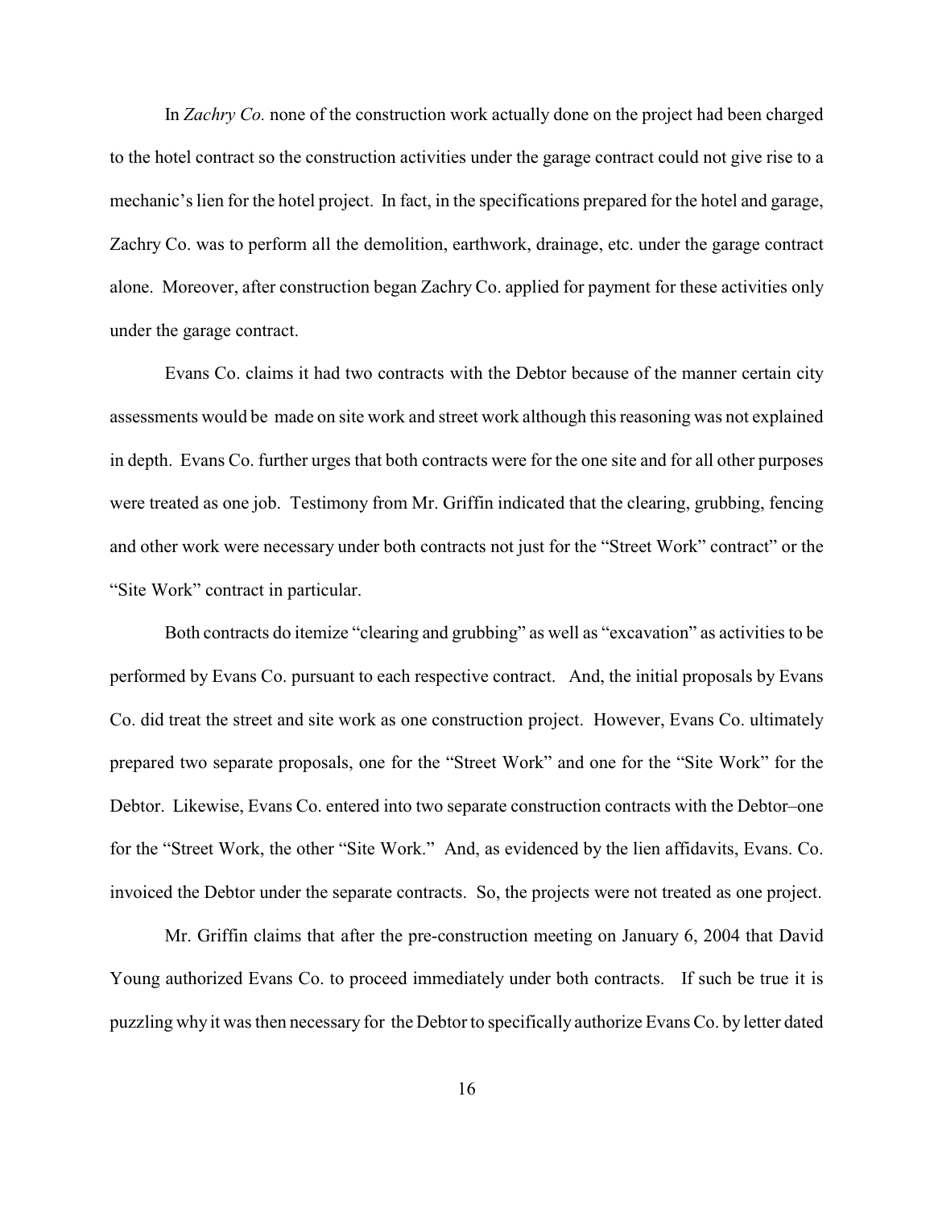In *Zachry Co.* none of the construction work actually done on the project had been charged to the hotel contract so the construction activities under the garage contract could not give rise to a mechanic's lien for the hotel project. In fact, in the specifications prepared for the hotel and garage, Zachry Co. was to perform all the demolition, earthwork, drainage, etc. under the garage contract alone. Moreover, after construction began Zachry Co. applied for payment for these activities only under the garage contract.

Evans Co. claims it had two contracts with the Debtor because of the manner certain city assessments would be made on site work and street work although this reasoning was not explained in depth. Evans Co. further urges that both contracts were for the one site and for all other purposes were treated as one job. Testimony from Mr. Griffin indicated that the clearing, grubbing, fencing and other work were necessary under both contracts not just for the "Street Work" contract" or the "Site Work" contract in particular.

Both contracts do itemize "clearing and grubbing" as well as "excavation" as activities to be performed by Evans Co. pursuant to each respective contract. And, the initial proposals by Evans Co. did treat the street and site work as one construction project. However, Evans Co. ultimately prepared two separate proposals, one for the "Street Work" and one for the "Site Work" for the Debtor. Likewise, Evans Co. entered into two separate construction contracts with the Debtor–one for the "Street Work, the other "Site Work." And, as evidenced by the lien affidavits, Evans. Co. invoiced the Debtor under the separate contracts. So, the projects were not treated as one project.

Mr. Griffin claims that after the pre-construction meeting on January 6, 2004 that David Young authorized Evans Co. to proceed immediately under both contracts. If such be true it is puzzling why it was then necessary for the Debtor to specifically authorize Evans Co. by letter dated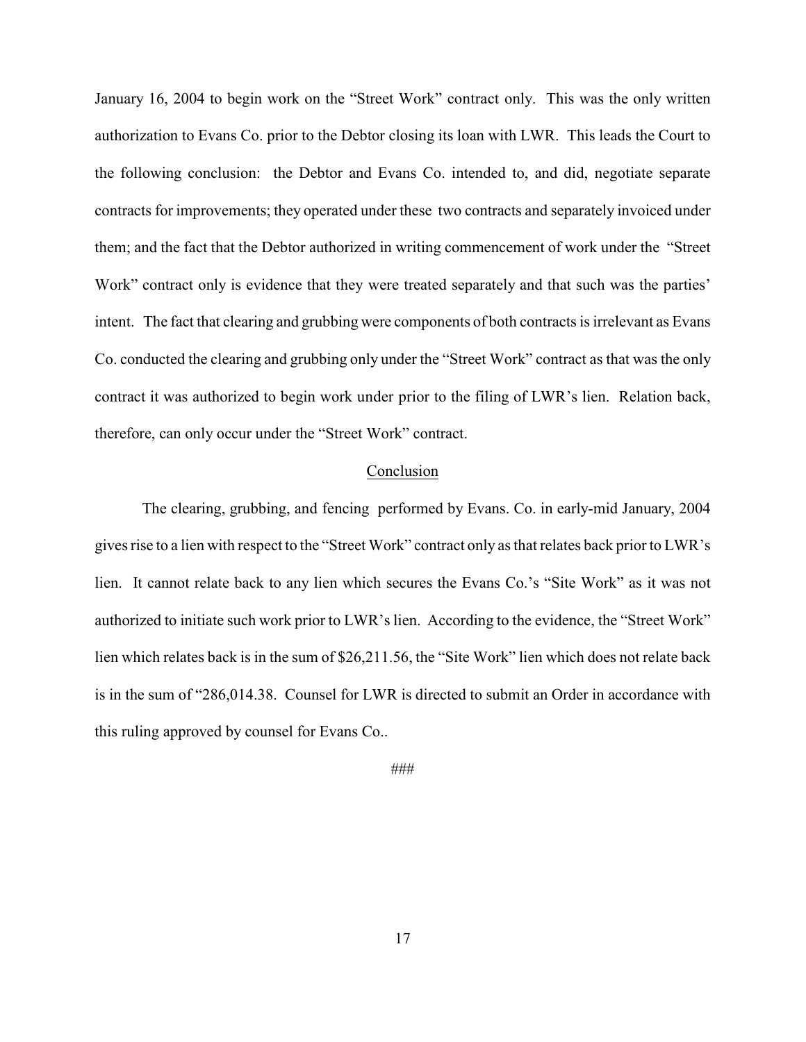January 16, 2004 to begin work on the "Street Work" contract only. This was the only written authorization to Evans Co. prior to the Debtor closing its loan with LWR. This leads the Court to the following conclusion: the Debtor and Evans Co. intended to, and did, negotiate separate contracts for improvements; they operated under these two contracts and separately invoiced under them; and the fact that the Debtor authorized in writing commencement of work under the "Street Work" contract only is evidence that they were treated separately and that such was the parties' intent. The fact that clearing and grubbing were components of both contracts is irrelevant as Evans Co. conducted the clearing and grubbing only under the "Street Work" contract as that was the only contract it was authorized to begin work under prior to the filing of LWR's lien. Relation back, therefore, can only occur under the "Street Work" contract.

## Conclusion

The clearing, grubbing, and fencing performed by Evans. Co. in early-mid January, 2004 gives rise to a lien with respect to the "Street Work" contract only as that relates back prior to LWR's lien. It cannot relate back to any lien which secures the Evans Co.'s "Site Work" as it was not authorized to initiate such work prior to LWR's lien. According to the evidence, the "Street Work" lien which relates back is in the sum of $26,211.56, the "Site Work" lien which does not relate back is in the sum of "286,014.38. Counsel for LWR is directed to submit an Order in accordance with this ruling approved by counsel for Evans Co..

###